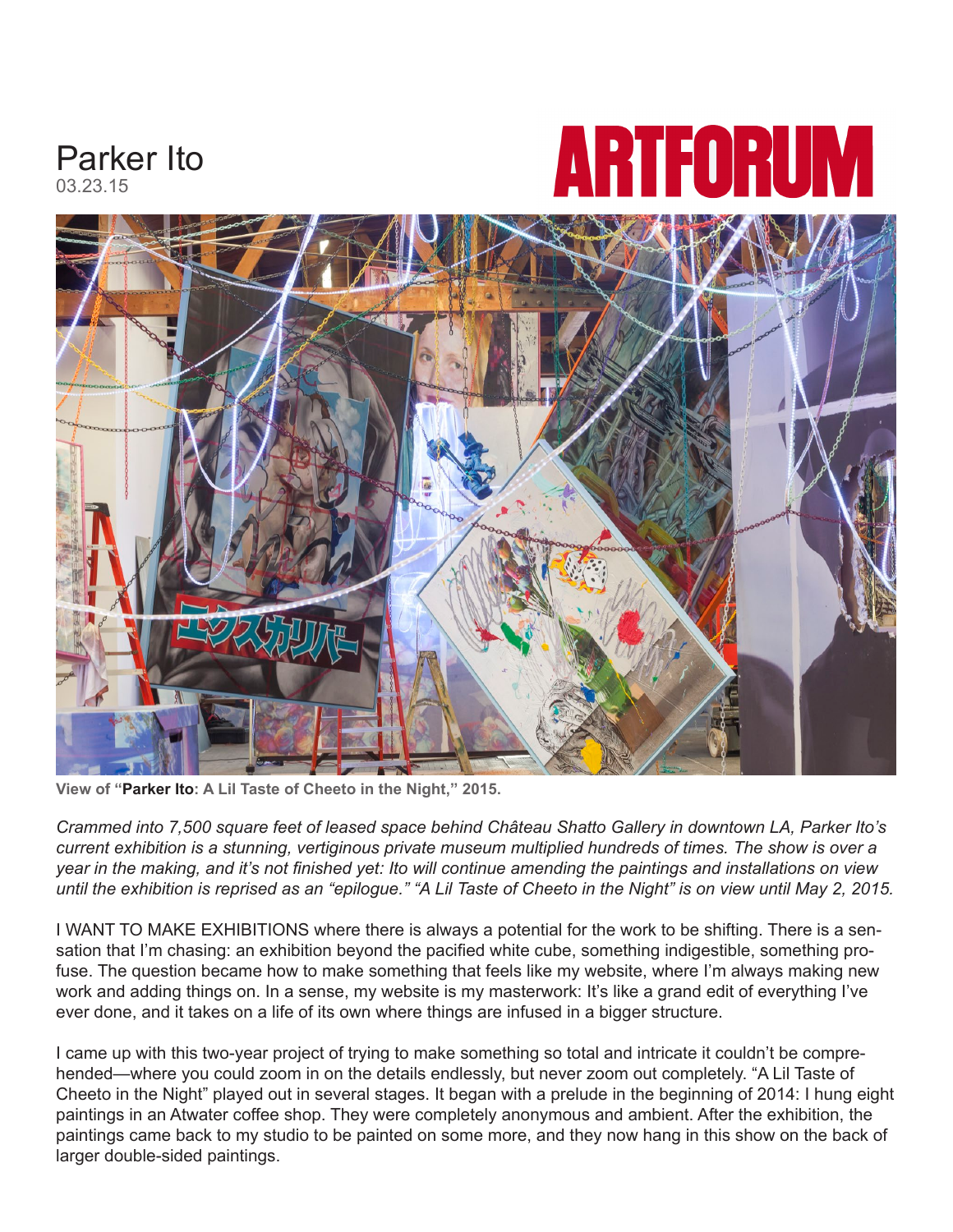# Parker Ito

03.23.15

ARTFORUM

View of "**Parker Ito**: A Lil Taste of Cheeto in the Night," 2015.

*Crammed into 7,500 square feet of leased space behind Château Shatto Gallery in downtown LA, Parker Ito's current exhibition is a stunning, vertiginous private museum multiplied hundreds of times. The show is over a year in the making, and it's not finished yet: Ito will continue amending the paintings and installations on view until the exhibition is reprised as an "epilogue." "A Lil Taste of Cheeto in the Night" is on view until May 2, 2015.*

I WANT TO MAKE EXHIBITIONS where there is always a potential for the work to be shifting. There is a sensation that I'm chasing: an exhibition beyond the pacified white cube, something indigestible, something profuse. The question became how to make something that feels like my website, where I'm always making new work and adding things on. In a sense, my website is my masterwork: It's like a grand edit of everything I've ever done, and it takes on a life of its own where things are infused in a bigger structure.

I came up with this two-year project of trying to make something so total and intricate it couldn't be comprehended—where you could zoom in on the details endlessly, but never zoom out completely. "A Lil Taste of Cheeto in the Night" played out in several stages. It began with a prelude in the beginning of 2014: I hung eight paintings in an Atwater coffee shop. They were completely anonymous and ambient. After the exhibition, the paintings came back to my studio to be painted on some more, and they now hang in this show on the back of larger double-sided paintings.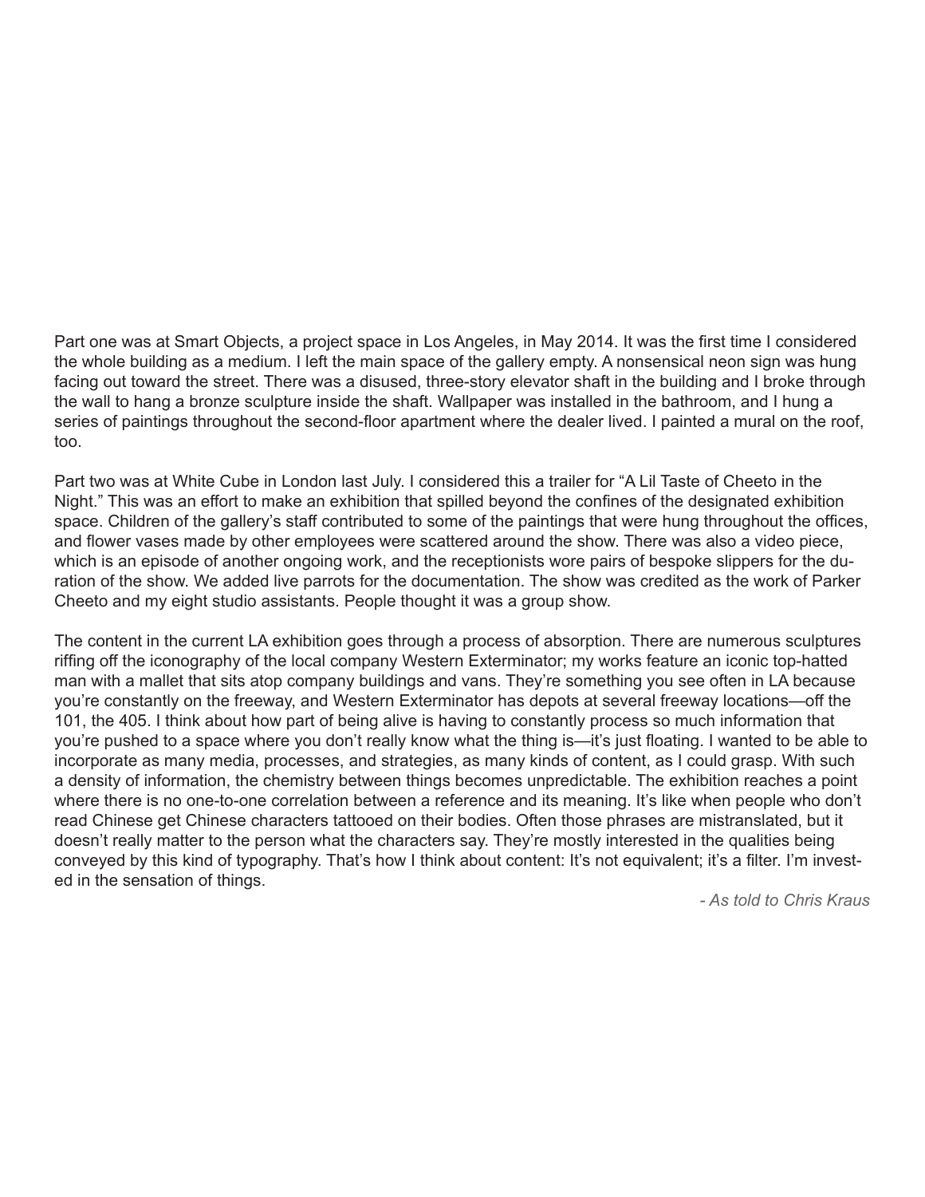Part one was at Smart Objects, a project space in Los Angeles, in May 2014. It was the first time I considered the whole building as a medium. I left the main space of the gallery empty. A nonsensical neon sign was hung facing out toward the street. There was a disused, three-story elevator shaft in the building and I broke through the wall to hang a bronze sculpture inside the shaft. Wallpaper was installed in the bathroom, and I hung a series of paintings throughout the second-floor apartment where the dealer lived. I painted a mural on the roof, too.

Part two was at White Cube in London last July. I considered this a trailer for "A Lil Taste of Cheeto in the Night." This was an effort to make an exhibition that spilled beyond the confines of the designated exhibition space. Children of the gallery's staff contributed to some of the paintings that were hung throughout the offices, and flower vases made by other employees were scattered around the show. There was also a video piece, which is an episode of another ongoing work, and the receptionists wore pairs of bespoke slippers for the duration of the show. We added live parrots for the documentation. The show was credited as the work of Parker Cheeto and my eight studio assistants. People thought it was a group show.

The content in the current LA exhibition goes through a process of absorption. There are numerous sculptures riffing off the iconography of the local company Western Exterminator; my works feature an iconic top-hatted man with a mallet that sits atop company buildings and vans. They're something you see often in LA because you're constantly on the freeway, and Western Exterminator has depots at several freeway locations—off the 101, the 405. I think about how part of being alive is having to constantly process so much information that you're pushed to a space where you don't really know what the thing is—it's just floating. I wanted to be able to incorporate as many media, processes, and strategies, as many kinds of content, as I could grasp. With such a density of information, the chemistry between things becomes unpredictable. The exhibition reaches a point where there is no one-to-one correlation between a reference and its meaning. It's like when people who don't read Chinese get Chinese characters tattooed on their bodies. Often those phrases are mistranslated, but it doesn't really matter to the person what the characters say. They're mostly interested in the qualities being conveyed by this kind of typography. That's how I think about content: It's not equivalent; it's a filter. I'm invested in the sensation of things.

*- As told to Chris Kraus*